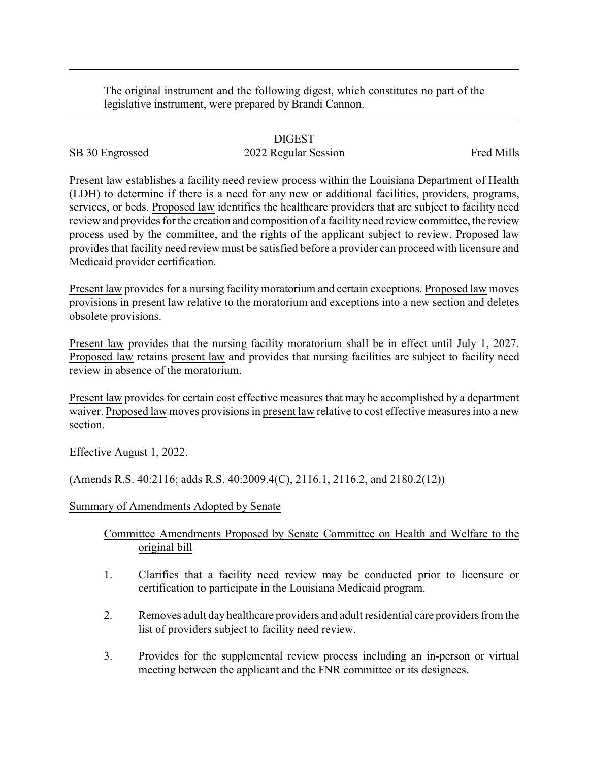The original instrument and the following digest, which constitutes no part of the legislative instrument, were prepared by Brandi Cannon.

# DIGEST

SB 30 Engrossed | 2022 Regular Session | Fred Mills

Present law establishes a facility need review process within the Louisiana Department of Health (LDH) to determine if there is a need for any new or additional facilities, providers, programs, services, or beds. Proposed law identifies the healthcare providers that are subject to facility need review and provides for the creation and composition of a facility need review committee, the review process used by the committee, and the rights of the applicant subject to review. Proposed law provides that facility need review must be satisfied before a provider can proceed with licensure and Medicaid provider certification.

Present law provides for a nursing facility moratorium and certain exceptions. Proposed law moves provisions in present law relative to the moratorium and exceptions into a new section and deletes obsolete provisions.

Present law provides that the nursing facility moratorium shall be in effect until July 1, 2027. Proposed law retains present law and provides that nursing facilities are subject to facility need review in absence of the moratorium.

Present law provides for certain cost effective measures that may be accomplished by a department waiver. Proposed law moves provisions in present law relative to cost effective measures into a new section.

Effective August 1, 2022.

(Amends R.S. 40:2116; adds R.S. 40:2009.4(C), 2116.1, 2116.2, and 2180.2(12))

## Summary of Amendments Adopted by Senate

Committee Amendments Proposed by Senate Committee on Health and Welfare to the original bill

1. Clarifies that a facility need review may be conducted prior to licensure or certification to participate in the Louisiana Medicaid program.
2. Removes adult day healthcare providers and adult residential care providers from the list of providers subject to facility need review.
3. Provides for the supplemental review process including an in-person or virtual meeting between the applicant and the FNR committee or its designees.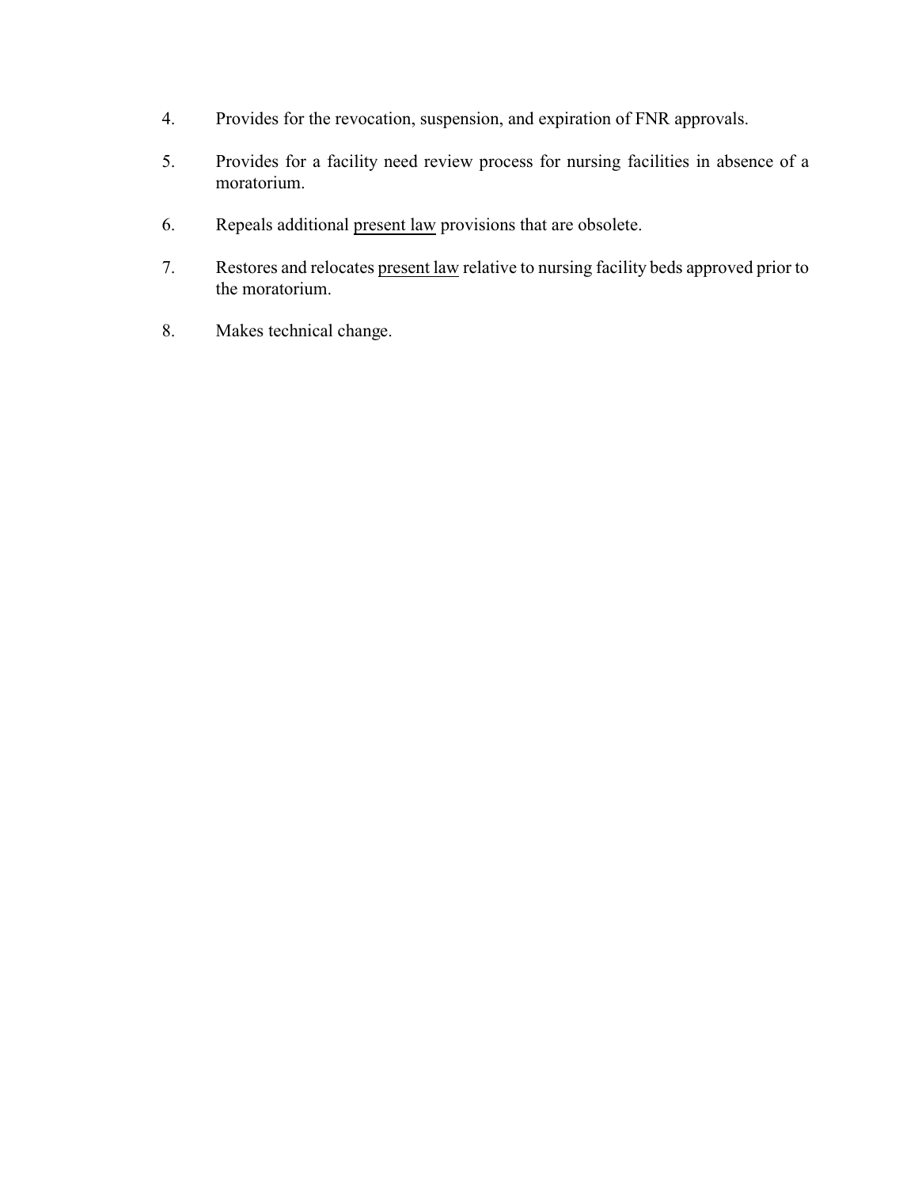4. Provides for the revocation, suspension, and expiration of FNR approvals.

5. Provides for a facility need review process for nursing facilities in absence of a moratorium.

6. Repeals additional <u>present law</u> provisions that are obsolete.

7. Restores and relocates <u>present law</u> relative to nursing facility beds approved prior to the moratorium.

8. Makes technical change.